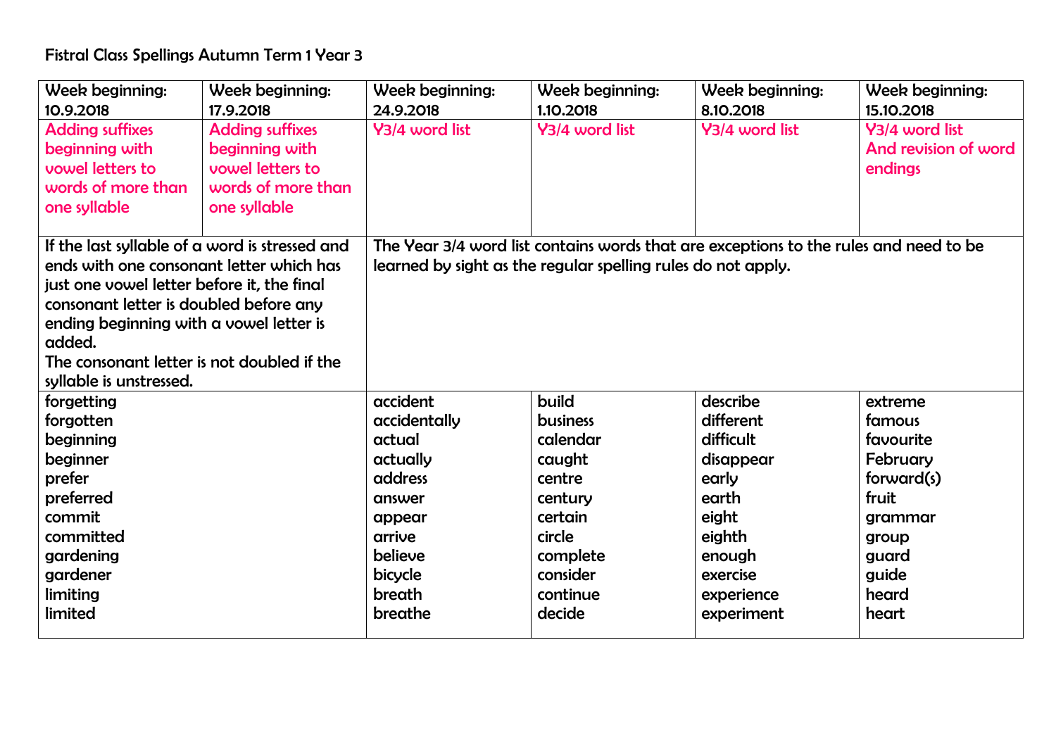Fistral Class Spellings Autumn Term 1 Year 3

| Week beginning: 10.9.2018 | Week beginning: 17.9.2018 | Week beginning: 24.9.2018 | Week beginning: 1.10.2018 | Week beginning: 8.10.2018 | Week beginning: 15.10.2018 |
|---|---|---|---|---|---|
| Adding suffixes beginning with vowel letters to words of more than one syllable | Adding suffixes beginning with vowel letters to words of more than one syllable | Y3/4 word list | Y3/4 word list | Y3/4 word list | Y3/4 word list And revision of word endings |
| If the last syllable of a word is stressed and ends with one consonant letter which has just one vowel letter before it, the final consonant letter is doubled before any ending beginning with a vowel letter is added. The consonant letter is not doubled if the syllable is unstressed. | | The Year 3/4 word list contains words that are exceptions to the rules and need to be learned by sight as the regular spelling rules do not apply. | | | |
| forgetting<br>forgotten<br>beginning<br>beginner<br>prefer<br>preferred<br>commit<br>committed<br>gardening<br>gardener<br>limiting<br>limited | | accident<br>accidentally<br>actual<br>actually<br>address<br>answer<br>appear<br>arrive<br>believe<br>bicycle<br>breath<br>breathe | build<br>business<br>calendar<br>caught<br>centre<br>century<br>certain<br>circle<br>complete<br>consider<br>continue<br>decide | describe<br>different<br>difficult<br>disappear<br>early<br>earth<br>eight<br>eighth<br>enough<br>exercise<br>experience<br>experiment | extreme<br>famous<br>favourite<br>February<br>forward(s)<br>fruit<br>grammar<br>group<br>guard<br>guide<br>heard<br>heart |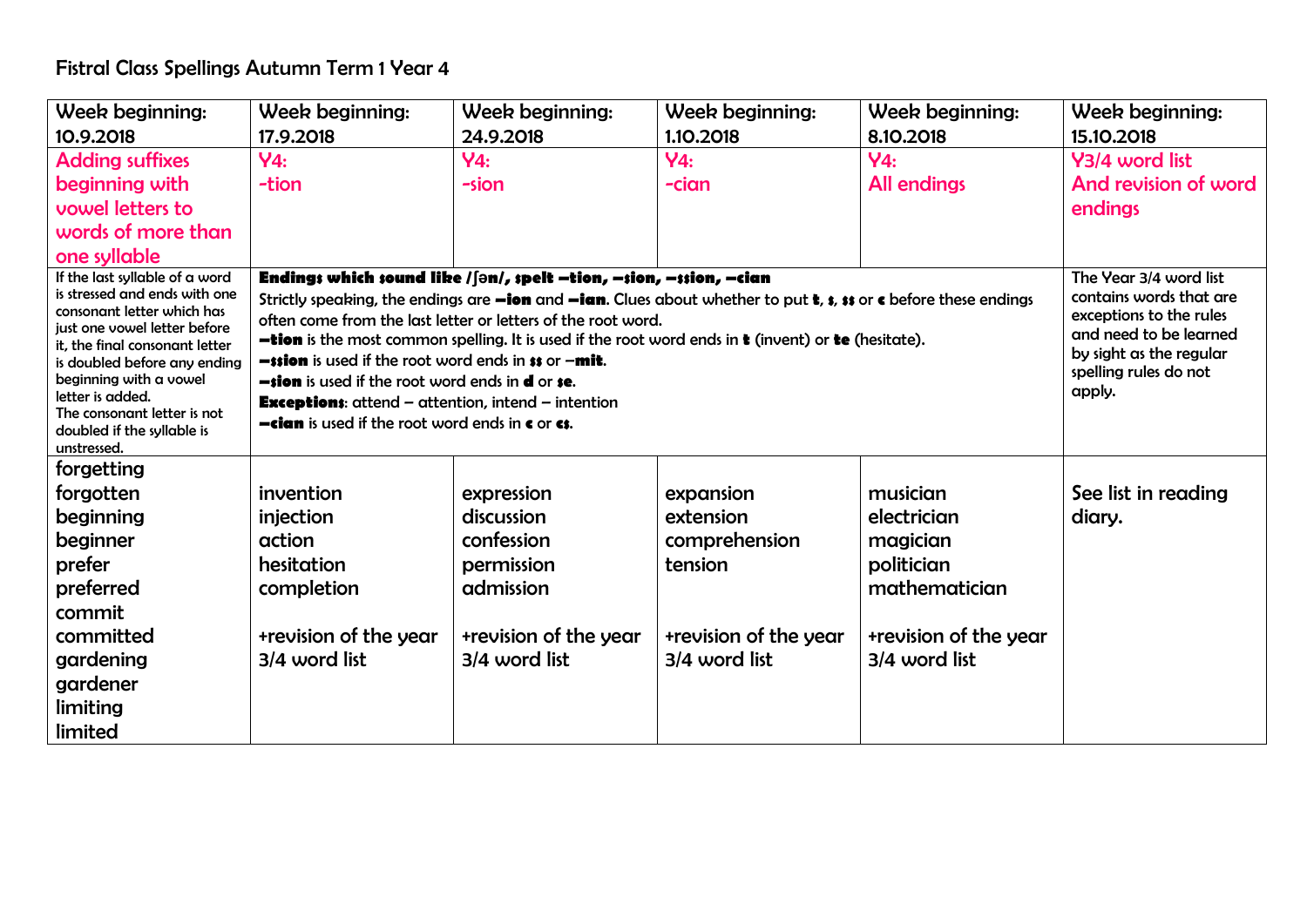# Fistral Class Spellings Autumn Term 1 Year 4

| Week beginning: 10.9.2018 | Week beginning: 17.9.2018 | Week beginning: 24.9.2018 | Week beginning: 1.10.2018 | Week beginning: 8.10.2018 | Week beginning: 15.10.2018 |
|---|---|---|---|---|---|
| Adding suffixes beginning with vowel letters to words of more than one syllable | Y4: -tion | Y4: -sion | Y4: -cian | Y4: All endings | Y3/4 word list And revision of word endings |
| If the last syllable of a word is stressed and ends with one consonant letter which has just one vowel letter before it, the final consonant letter is doubled before any ending beginning with a vowel letter is added. The consonant letter is not doubled if the syllable is unstressed. | **Endings which sound like /ʃən/, spelt –tion, –sion, –ssion, –cian** Strictly speaking, the endings are **–ion** and **–ian**. Clues about whether to put **t**, **s**, **ss** or **c** before these endings often come from the last letter or letters of the root word. **–tion** is the most common spelling. It is used if the root word ends in **t** (invent) or **te** (hesitate). **–ssion** is used if the root word ends in **ss** or –**mit**. **–sion** is used if the root word ends in **d** or **se**. **Exceptions**: attend – attention, intend – intention **–cian** is used if the root word ends in **c** or **cs**. | | | | The Year 3/4 word list contains words that are exceptions to the rules and need to be learned by sight as the regular spelling rules do not apply. |
| forgetting<br>forgotten<br>beginning<br>beginner<br>prefer<br>preferred<br>commit<br>committed<br>gardening<br>gardener<br>limiting<br>limited | invention<br>injection<br>action<br>hesitation<br>completion<br><br>+revision of the year 3/4 word list | expression<br>discussion<br>confession<br>permission<br>admission<br><br>+revision of the year 3/4 word list | expansion<br>extension<br>comprehension<br>tension<br><br>+revision of the year 3/4 word list | musician<br>electrician<br>magician<br>politician<br>mathematician<br><br>+revision of the year 3/4 word list | See list in reading diary. |